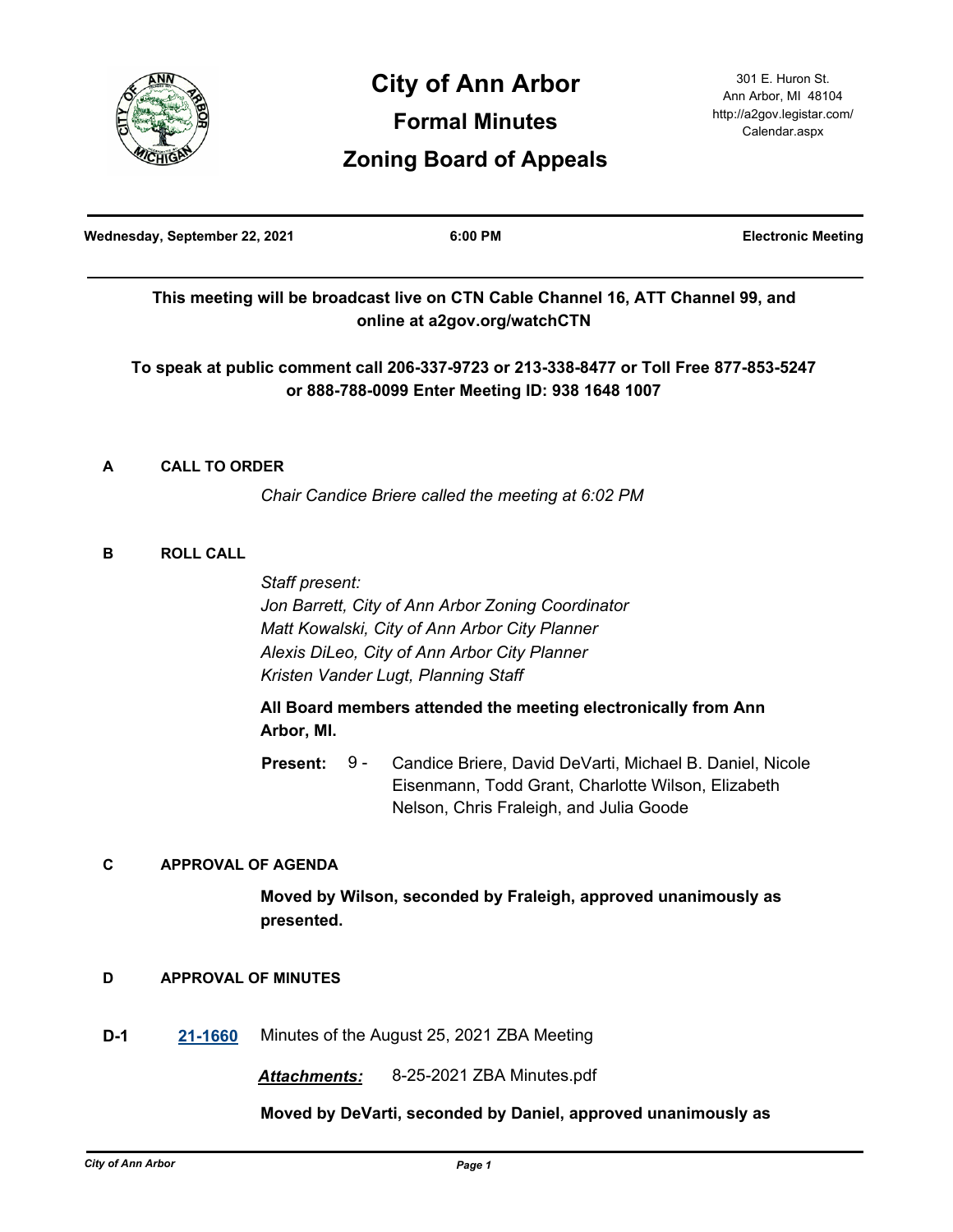# City of Ann Arbor

## Formal Minutes

## Zoning Board of Appeals

301 E. Huron St.
Ann Arbor, MI 48104
http://a2gov.legistar.com/Calendar.aspx

**Wednesday, September 22, 2021** | **6:00 PM** | **Electronic Meeting**

**This meeting will be broadcast live on CTN Cable Channel 16, ATT Channel 99, and online at a2gov.org/watchCTN**

**To speak at public comment call 206-337-9723 or 213-338-8477 or Toll Free 877-853-5247 or 888-788-0099 Enter Meeting ID: 938 1648 1007**

### A CALL TO ORDER

*Chair Candice Briere called the meeting at 6:02 PM*

### B ROLL CALL

*Staff present:*
*Jon Barrett, City of Ann Arbor Zoning Coordinator*
*Matt Kowalski, City of Ann Arbor City Planner*
*Alexis DiLeo, City of Ann Arbor City Planner*
*Kristen Vander Lugt, Planning Staff*

**All Board members attended the meeting electronically from Ann Arbor, MI.**

**Present:** 9 - Candice Briere, David DeVarti, Michael B. Daniel, Nicole Eisenmann, Todd Grant, Charlotte Wilson, Elizabeth Nelson, Chris Fraleigh, and Julia Goode

### C APPROVAL OF AGENDA

**Moved by Wilson, seconded by Fraleigh, approved unanimously as presented.**

### D APPROVAL OF MINUTES

**D-1** 21-1660 Minutes of the August 25, 2021 ZBA Meeting

***Attachments:*** 8-25-2021 ZBA Minutes.pdf

**Moved by DeVarti, seconded by Daniel, approved unanimously as**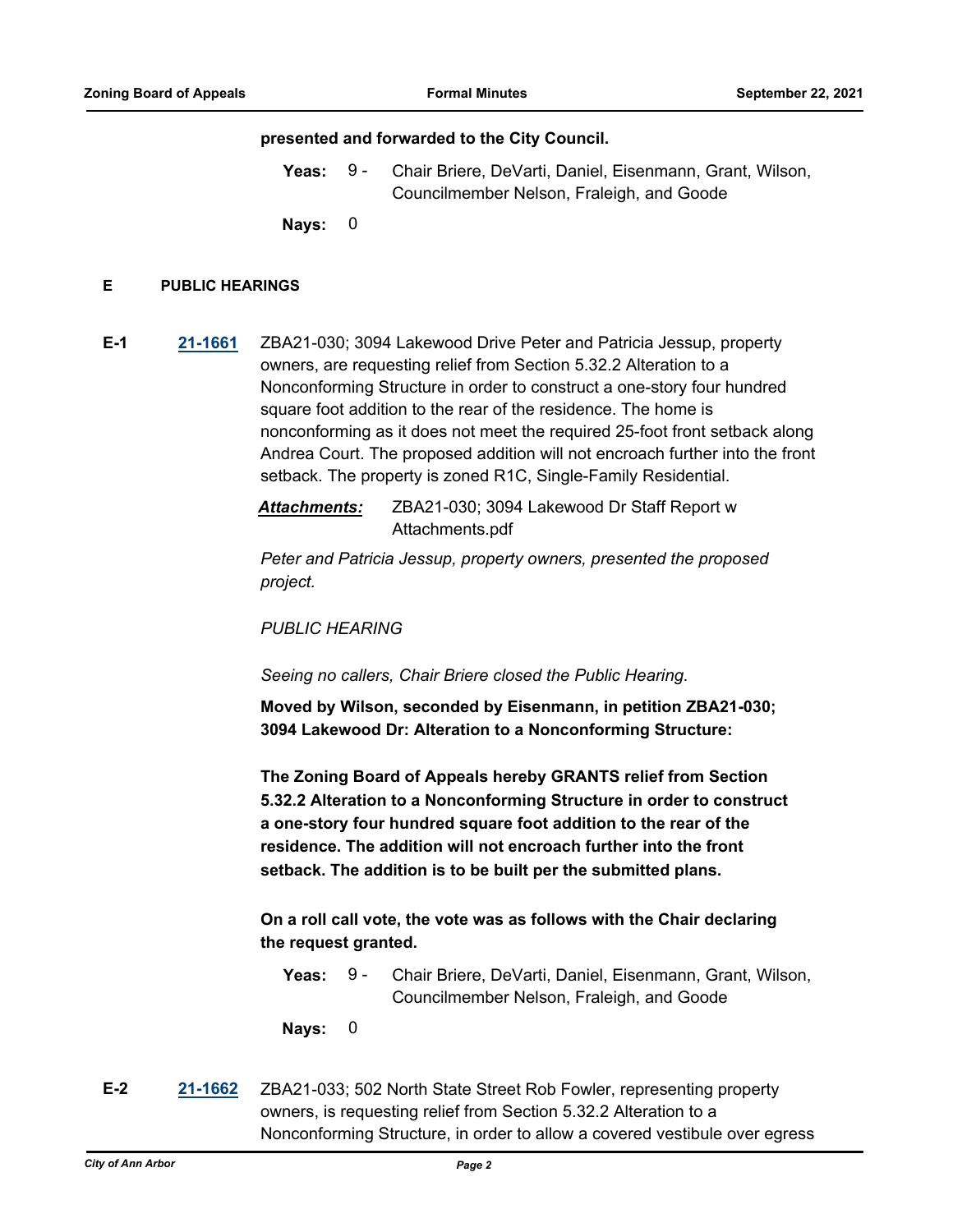**presented and forwarded to the City Council.**

**Yeas:** 9 - Chair Briere, DeVarti, Daniel, Eisenmann, Grant, Wilson, Councilmember Nelson, Fraleigh, and Goode

**Nays:** 0

## E PUBLIC HEARINGS

**E-1** **21-1661** ZBA21-030; 3094 Lakewood Drive Peter and Patricia Jessup, property owners, are requesting relief from Section 5.32.2 Alteration to a Nonconforming Structure in order to construct a one-story four hundred square foot addition to the rear of the residence. The home is nonconforming as it does not meet the required 25-foot front setback along Andrea Court. The proposed addition will not encroach further into the front setback. The property is zoned R1C, Single-Family Residential.

***Attachments:*** ZBA21-030; 3094 Lakewood Dr Staff Report w Attachments.pdf

*Peter and Patricia Jessup, property owners, presented the proposed project.*

*PUBLIC HEARING*

*Seeing no callers, Chair Briere closed the Public Hearing.*

**Moved by Wilson, seconded by Eisenmann, in petition ZBA21-030; 3094 Lakewood Dr: Alteration to a Nonconforming Structure:**

**The Zoning Board of Appeals hereby GRANTS relief from Section 5.32.2 Alteration to a Nonconforming Structure in order to construct a one-story four hundred square foot addition to the rear of the residence. The addition will not encroach further into the front setback. The addition is to be built per the submitted plans.**

**On a roll call vote, the vote was as follows with the Chair declaring the request granted.**

**Yeas:** 9 - Chair Briere, DeVarti, Daniel, Eisenmann, Grant, Wilson, Councilmember Nelson, Fraleigh, and Goode

**Nays:** 0

**E-2** **21-1662** ZBA21-033; 502 North State Street Rob Fowler, representing property owners, is requesting relief from Section 5.32.2 Alteration to a Nonconforming Structure, in order to allow a covered vestibule over egress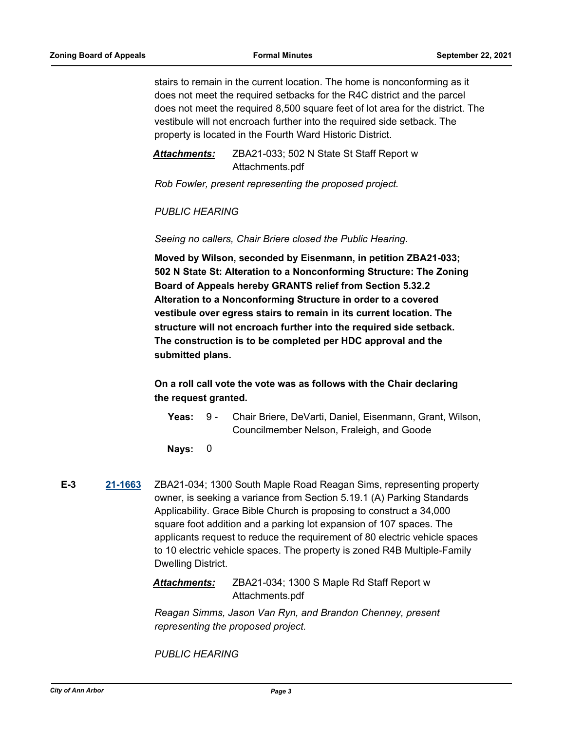stairs to remain in the current location. The home is nonconforming as it does not meet the required setbacks for the R4C district and the parcel does not meet the required 8,500 square feet of lot area for the district. The vestibule will not encroach further into the required side setback. The property is located in the Fourth Ward Historic District.

***Attachments:*** ZBA21-033; 502 N State St Staff Report w Attachments.pdf

*Rob Fowler, present representing the proposed project.*

*PUBLIC HEARING*

*Seeing no callers, Chair Briere closed the Public Hearing.*

**Moved by Wilson, seconded by Eisenmann, in petition ZBA21-033; 502 N State St: Alteration to a Nonconforming Structure: The Zoning Board of Appeals hereby GRANTS relief from Section 5.32.2 Alteration to a Nonconforming Structure in order to a covered vestibule over egress stairs to remain in its current location. The structure will not encroach further into the required side setback. The construction is to be completed per HDC approval and the submitted plans.**

**On a roll call vote the vote was as follows with the Chair declaring the request granted.**

**Yeas:** 9 - Chair Briere, DeVarti, Daniel, Eisenmann, Grant, Wilson, Councilmember Nelson, Fraleigh, and Goode

**Nays:** 0

**E-3** [21-1663](21-1663) ZBA21-034; 1300 South Maple Road Reagan Sims, representing property owner, is seeking a variance from Section 5.19.1 (A) Parking Standards Applicability. Grace Bible Church is proposing to construct a 34,000 square foot addition and a parking lot expansion of 107 spaces. The applicants request to reduce the requirement of 80 electric vehicle spaces to 10 electric vehicle spaces. The property is zoned R4B Multiple-Family Dwelling District.

***Attachments:*** ZBA21-034; 1300 S Maple Rd Staff Report w Attachments.pdf

*Reagan Simms, Jason Van Ryn, and Brandon Chenney, present representing the proposed project.*

*PUBLIC HEARING*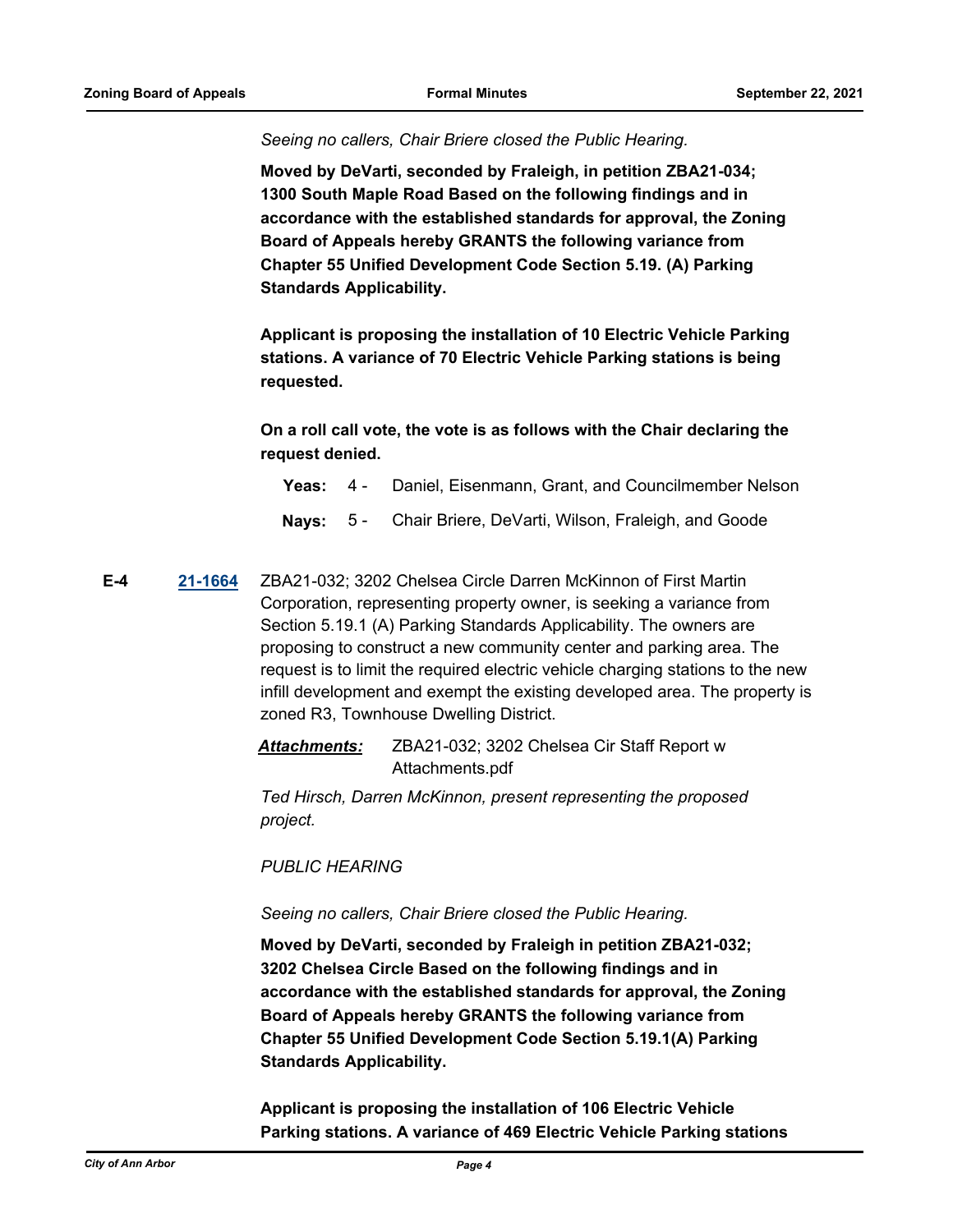*Seeing no callers, Chair Briere closed the Public Hearing.*

**Moved by DeVarti, seconded by Fraleigh, in petition ZBA21-034; 1300 South Maple Road Based on the following findings and in accordance with the established standards for approval, the Zoning Board of Appeals hereby GRANTS the following variance from Chapter 55 Unified Development Code Section 5.19. (A) Parking Standards Applicability.**

**Applicant is proposing the installation of 10 Electric Vehicle Parking stations. A variance of 70 Electric Vehicle Parking stations is being requested.**

**On a roll call vote, the vote is as follows with the Chair declaring the request denied.**

**Yeas:** 4 - Daniel, Eisenmann, Grant, and Councilmember Nelson

**Nays:** 5 - Chair Briere, DeVarti, Wilson, Fraleigh, and Goode

**E-4** **21-1664** ZBA21-032; 3202 Chelsea Circle Darren McKinnon of First Martin Corporation, representing property owner, is seeking a variance from Section 5.19.1 (A) Parking Standards Applicability. The owners are proposing to construct a new community center and parking area. The request is to limit the required electric vehicle charging stations to the new infill development and exempt the existing developed area. The property is zoned R3, Townhouse Dwelling District.

***Attachments:*** ZBA21-032; 3202 Chelsea Cir Staff Report w Attachments.pdf

*Ted Hirsch, Darren McKinnon, present representing the proposed project.*

*PUBLIC HEARING*

*Seeing no callers, Chair Briere closed the Public Hearing.*

**Moved by DeVarti, seconded by Fraleigh in petition ZBA21-032; 3202 Chelsea Circle Based on the following findings and in accordance with the established standards for approval, the Zoning Board of Appeals hereby GRANTS the following variance from Chapter 55 Unified Development Code Section 5.19.1(A) Parking Standards Applicability.**

**Applicant is proposing the installation of 106 Electric Vehicle Parking stations. A variance of 469 Electric Vehicle Parking stations**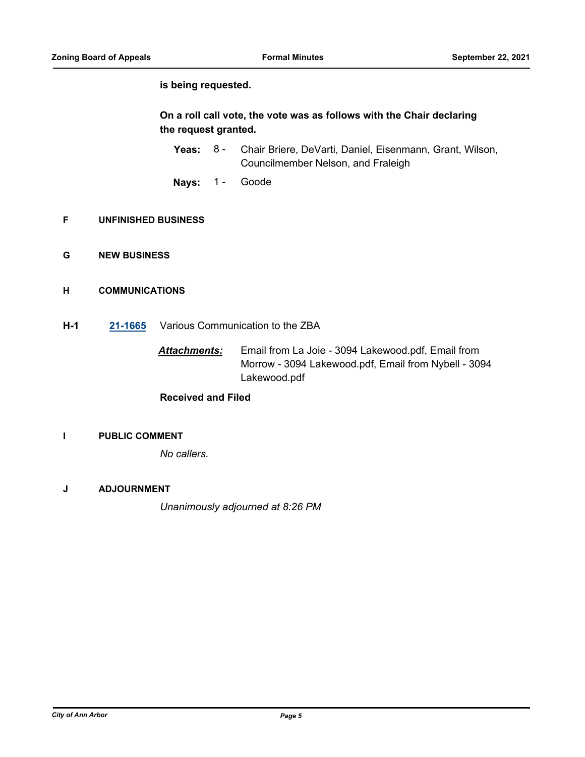**is being requested.**

**On a roll call vote, the vote was as follows with the Chair declaring the request granted.**

**Yeas:** 8 - Chair Briere, DeVarti, Daniel, Eisenmann, Grant, Wilson, Councilmember Nelson, and Fraleigh

**Nays:** 1 - Goode

## F UNFINISHED BUSINESS

## G NEW BUSINESS

## H COMMUNICATIONS

**H-1** **21-1665** Various Communication to the ZBA

***Attachments:*** Email from La Joie - 3094 Lakewood.pdf, Email from Morrow - 3094 Lakewood.pdf, Email from Nybell - 3094 Lakewood.pdf

**Received and Filed**

## I PUBLIC COMMENT

*No callers.*

## J ADJOURNMENT

*Unanimously adjourned at 8:26 PM*